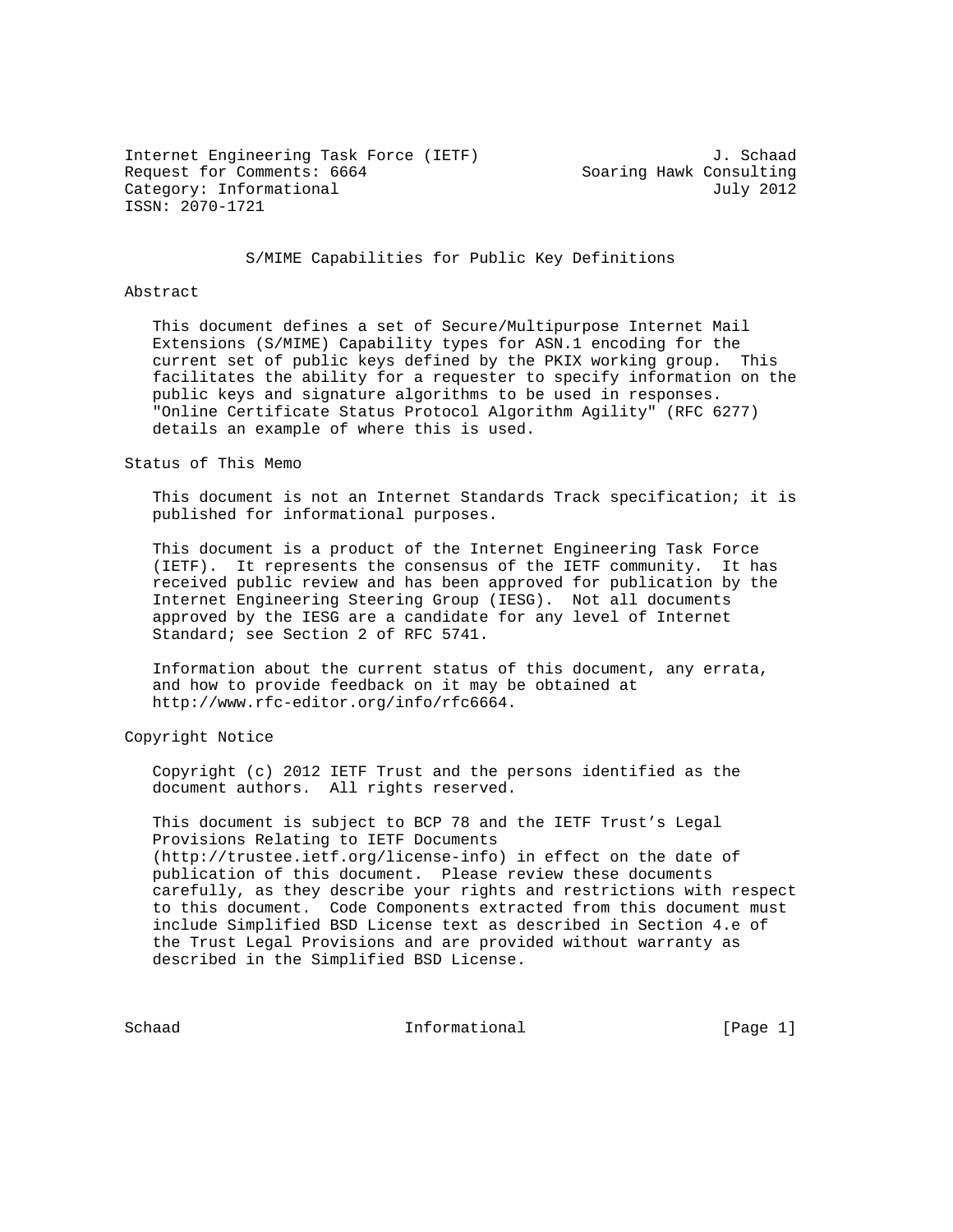Internet Engineering Task Force (IETF) J. Schaad
Request for Comments: 6664 Soaring Hawk Consulting
Category: Informational July 2012
ISSN: 2070-1721

# S/MIME Capabilities for Public Key Definitions

## Abstract

This document defines a set of Secure/Multipurpose Internet Mail Extensions (S/MIME) Capability types for ASN.1 encoding for the current set of public keys defined by the PKIX working group. This facilitates the ability for a requester to specify information on the public keys and signature algorithms to be used in responses. "Online Certificate Status Protocol Algorithm Agility" (RFC 6277) details an example of where this is used.

## Status of This Memo

This document is not an Internet Standards Track specification; it is published for informational purposes.

This document is a product of the Internet Engineering Task Force (IETF). It represents the consensus of the IETF community. It has received public review and has been approved for publication by the Internet Engineering Steering Group (IESG). Not all documents approved by the IESG are a candidate for any level of Internet Standard; see Section 2 of RFC 5741.

Information about the current status of this document, any errata, and how to provide feedback on it may be obtained at http://www.rfc-editor.org/info/rfc6664.

## Copyright Notice

Copyright (c) 2012 IETF Trust and the persons identified as the document authors. All rights reserved.

This document is subject to BCP 78 and the IETF Trust's Legal Provisions Relating to IETF Documents (http://trustee.ietf.org/license-info) in effect on the date of publication of this document. Please review these documents carefully, as they describe your rights and restrictions with respect to this document. Code Components extracted from this document must include Simplified BSD License text as described in Section 4.e of the Trust Legal Provisions and are provided without warranty as described in the Simplified BSD License.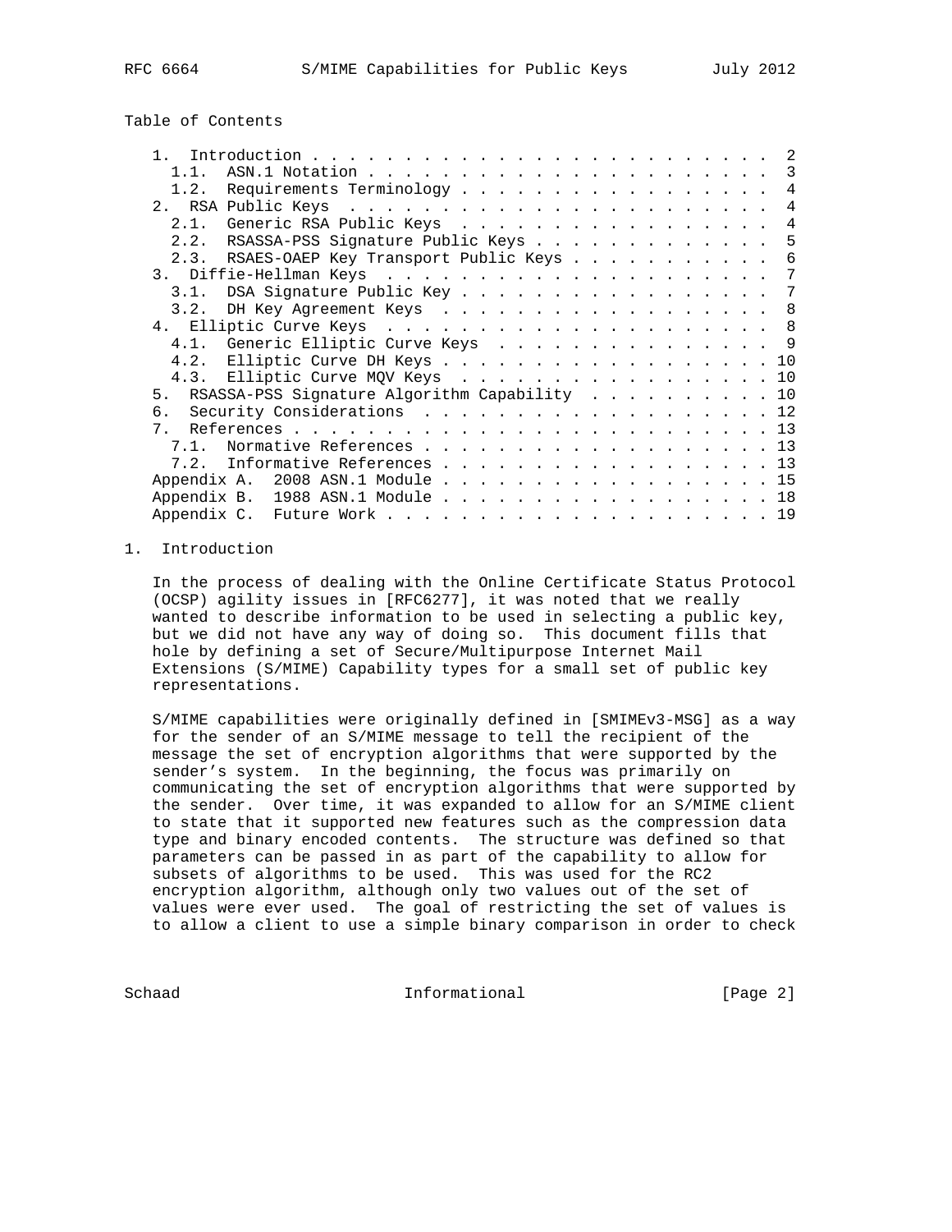Table of Contents

```
   1.  Introduction . . . . . . . . . . . . . . . . . . . . . . . . .  2
     1.1.  ASN.1 Notation . . . . . . . . . . . . . . . . . . . . . .  3
     1.2.  Requirements Terminology . . . . . . . . . . . . . . . . .  4
   2.  RSA Public Keys  . . . . . . . . . . . . . . . . . . . . . . .  4
     2.1.  Generic RSA Public Keys  . . . . . . . . . . . . . . . . .  4
     2.2.  RSASSA-PSS Signature Public Keys . . . . . . . . . . . . .  5
     2.3.  RSAES-OAEP Key Transport Public Keys . . . . . . . . . . .  6
   3.  Diffie-Hellman Keys  . . . . . . . . . . . . . . . . . . . . .  7
     3.1.  DSA Signature Public Key . . . . . . . . . . . . . . . . .  7
     3.2.  DH Key Agreement Keys  . . . . . . . . . . . . . . . . . .  8
   4.  Elliptic Curve Keys  . . . . . . . . . . . . . . . . . . . . .  8
     4.1.  Generic Elliptic Curve Keys  . . . . . . . . . . . . . . .  9
     4.2.  Elliptic Curve DH Keys . . . . . . . . . . . . . . . . . . 10
     4.3.  Elliptic Curve MQV Keys  . . . . . . . . . . . . . . . . . 10
   5.  RSASSA-PSS Signature Algorithm Capability  . . . . . . . . . . 10
   6.  Security Considerations  . . . . . . . . . . . . . . . . . . . 12
   7.  References . . . . . . . . . . . . . . . . . . . . . . . . . . 13
     7.1.  Normative References . . . . . . . . . . . . . . . . . . . 13
     7.2.  Informative References . . . . . . . . . . . . . . . . . . 13
   Appendix A.  2008 ASN.1 Module . . . . . . . . . . . . . . . . . . 15
   Appendix B.  1988 ASN.1 Module . . . . . . . . . . . . . . . . . . 18
   Appendix C.  Future Work . . . . . . . . . . . . . . . . . . . . . 19
```

# 1. Introduction

In the process of dealing with the Online Certificate Status Protocol (OCSP) agility issues in [RFC6277], it was noted that we really wanted to describe information to be used in selecting a public key, but we did not have any way of doing so. This document fills that hole by defining a set of Secure/Multipurpose Internet Mail Extensions (S/MIME) Capability types for a small set of public key representations.

S/MIME capabilities were originally defined in [SMIMEv3-MSG] as a way for the sender of an S/MIME message to tell the recipient of the message the set of encryption algorithms that were supported by the sender's system. In the beginning, the focus was primarily on communicating the set of encryption algorithms that were supported by the sender. Over time, it was expanded to allow for an S/MIME client to state that it supported new features such as the compression data type and binary encoded contents. The structure was defined so that parameters can be passed in as part of the capability to allow for subsets of algorithms to be used. This was used for the RC2 encryption algorithm, although only two values out of the set of values were ever used. The goal of restricting the set of values is to allow a client to use a simple binary comparison in order to check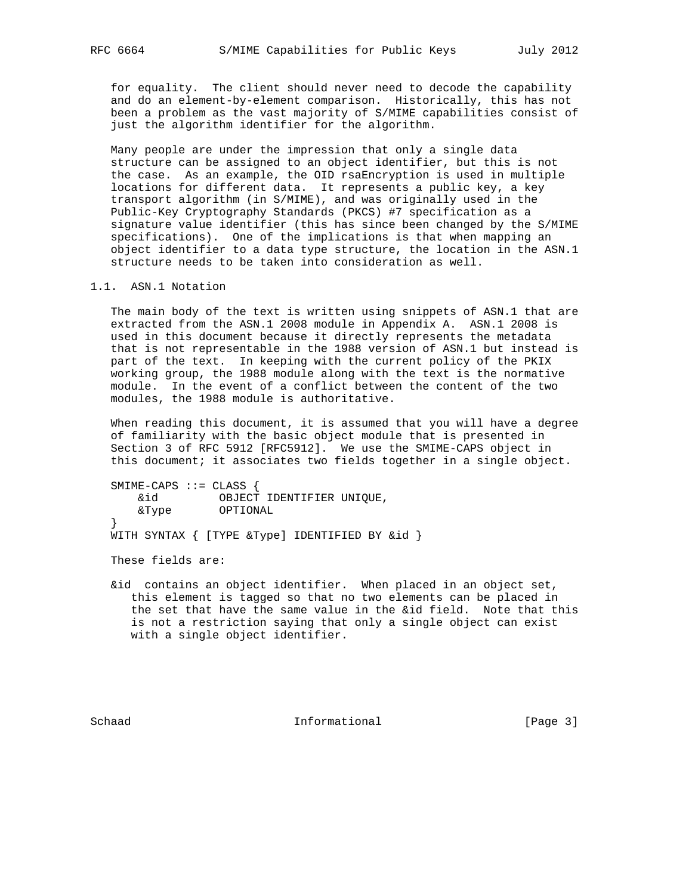for equality. The client should never need to decode the capability and do an element-by-element comparison. Historically, this has not been a problem as the vast majority of S/MIME capabilities consist of just the algorithm identifier for the algorithm.

Many people are under the impression that only a single data structure can be assigned to an object identifier, but this is not the case. As an example, the OID rsaEncryption is used in multiple locations for different data. It represents a public key, a key transport algorithm (in S/MIME), and was originally used in the Public-Key Cryptography Standards (PKCS) #7 specification as a signature value identifier (this has since been changed by the S/MIME specifications). One of the implications is that when mapping an object identifier to a data type structure, the location in the ASN.1 structure needs to be taken into consideration as well.

## 1.1. ASN.1 Notation

The main body of the text is written using snippets of ASN.1 that are extracted from the ASN.1 2008 module in Appendix A. ASN.1 2008 is used in this document because it directly represents the metadata that is not representable in the 1988 version of ASN.1 but instead is part of the text. In keeping with the current policy of the PKIX working group, the 1988 module along with the text is the normative module. In the event of a conflict between the content of the two modules, the 1988 module is authoritative.

When reading this document, it is assumed that you will have a degree of familiarity with the basic object module that is presented in Section 3 of RFC 5912 [RFC5912]. We use the SMIME-CAPS object in this document; it associates two fields together in a single object.

```
SMIME-CAPS ::= CLASS {
    &id         OBJECT IDENTIFIER UNIQUE,
    &Type       OPTIONAL
}
WITH SYNTAX { [TYPE &Type] IDENTIFIED BY &id }
```

These fields are:

&id contains an object identifier. When placed in an object set, this element is tagged so that no two elements can be placed in the set that have the same value in the &id field. Note that this is not a restriction saying that only a single object can exist with a single object identifier.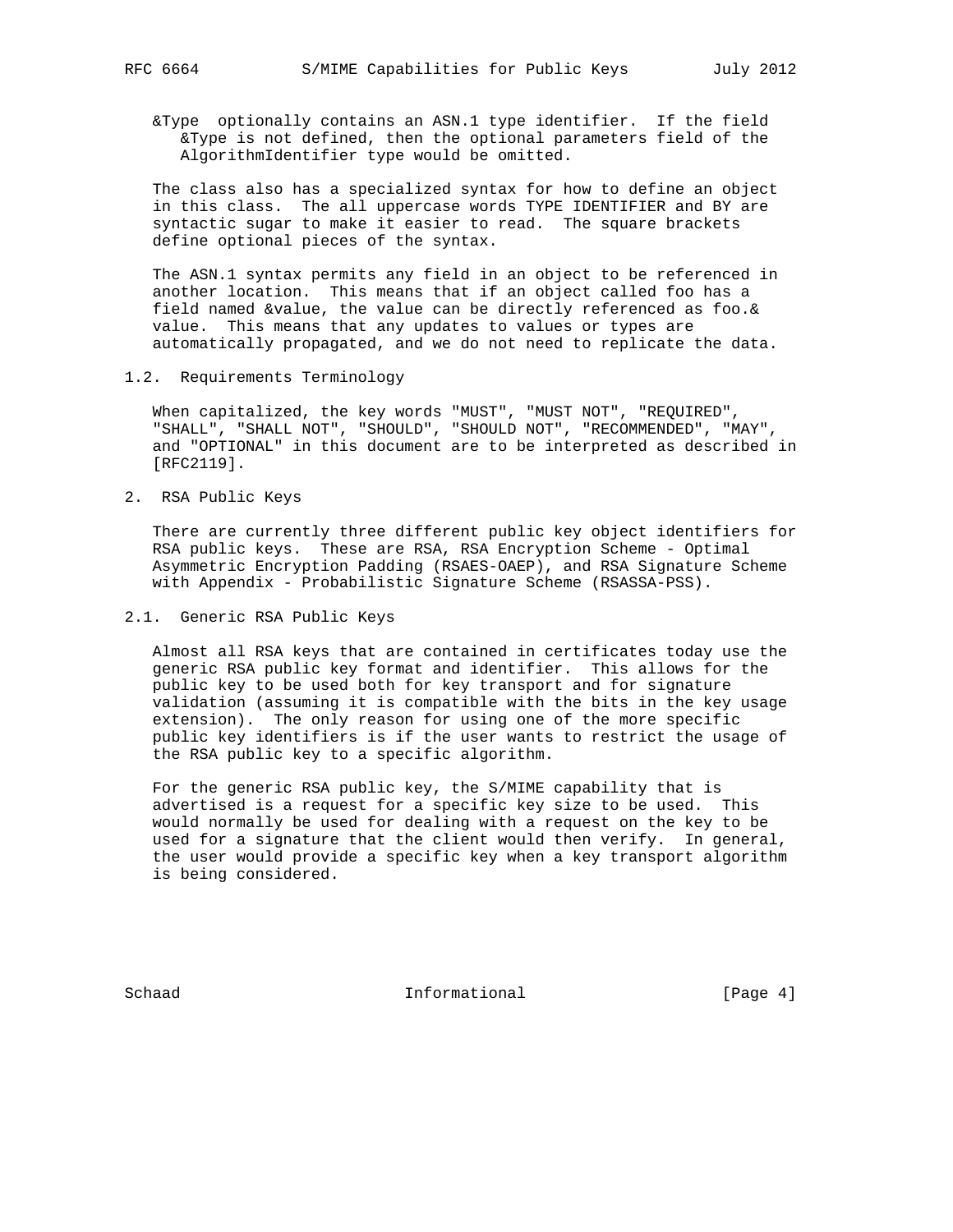&Type  optionally contains an ASN.1 type identifier.  If the field &Type is not defined, then the optional parameters field of the AlgorithmIdentifier type would be omitted.

The class also has a specialized syntax for how to define an object in this class.  The all uppercase words TYPE IDENTIFIER and BY are syntactic sugar to make it easier to read.  The square brackets define optional pieces of the syntax.

The ASN.1 syntax permits any field in an object to be referenced in another location.  This means that if an object called foo has a field named &value, the value can be directly referenced as foo.&value.  This means that any updates to values or types are automatically propagated, and we do not need to replicate the data.

### 1.2. Requirements Terminology

When capitalized, the key words "MUST", "MUST NOT", "REQUIRED", "SHALL", "SHALL NOT", "SHOULD", "SHOULD NOT", "RECOMMENDED", "MAY", and "OPTIONAL" in this document are to be interpreted as described in [RFC2119].

## 2. RSA Public Keys

There are currently three different public key object identifiers for RSA public keys.  These are RSA, RSA Encryption Scheme - Optimal Asymmetric Encryption Padding (RSAES-OAEP), and RSA Signature Scheme with Appendix - Probabilistic Signature Scheme (RSASSA-PSS).

### 2.1. Generic RSA Public Keys

Almost all RSA keys that are contained in certificates today use the generic RSA public key format and identifier.  This allows for the public key to be used both for key transport and for signature validation (assuming it is compatible with the bits in the key usage extension).  The only reason for using one of the more specific public key identifiers is if the user wants to restrict the usage of the RSA public key to a specific algorithm.

For the generic RSA public key, the S/MIME capability that is advertised is a request for a specific key size to be used.  This would normally be used for dealing with a request on the key to be used for a signature that the client would then verify.  In general, the user would provide a specific key when a key transport algorithm is being considered.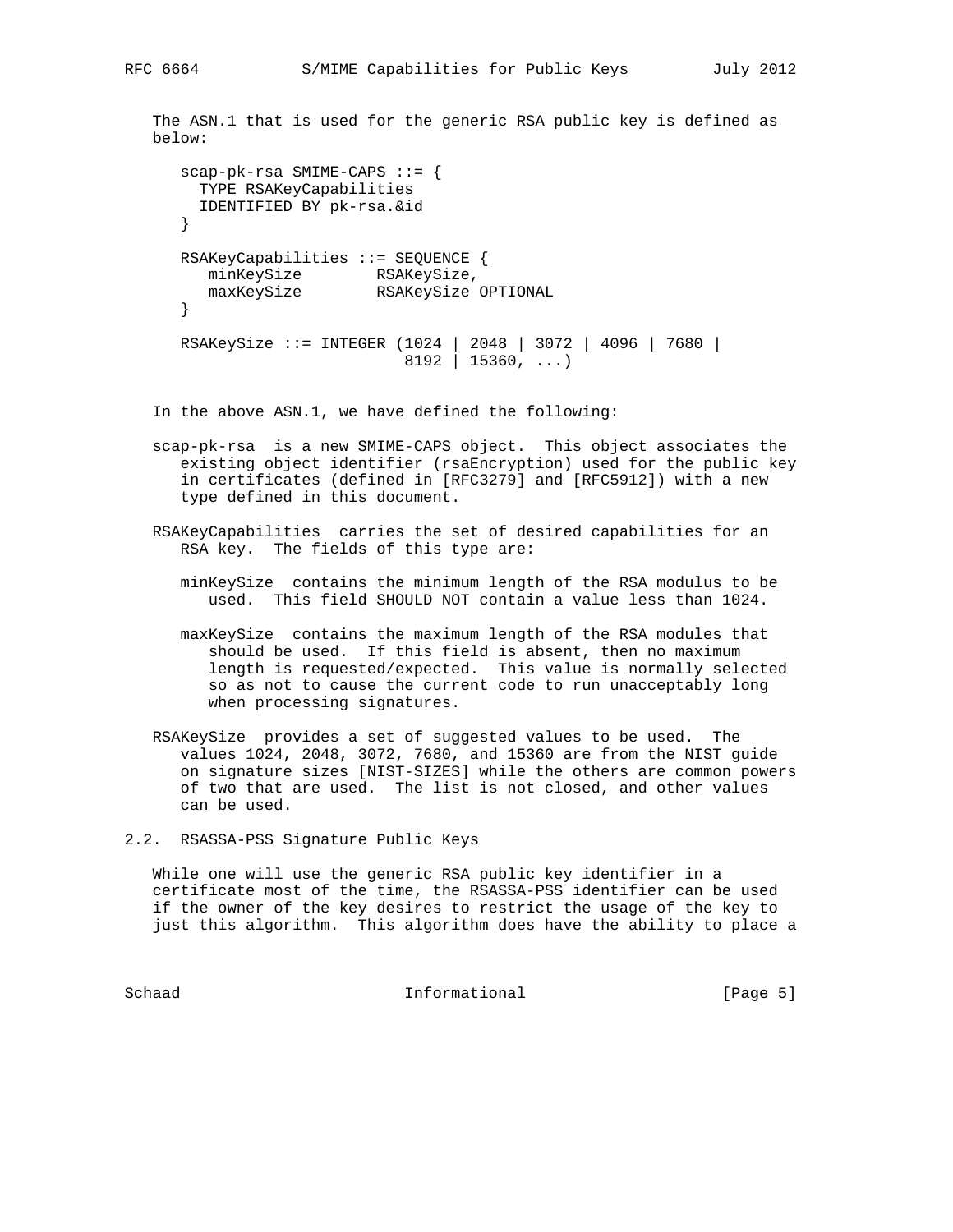The ASN.1 that is used for the generic RSA public key is defined as below:

```
scap-pk-rsa SMIME-CAPS ::= {
  TYPE RSAKeyCapabilities
  IDENTIFIED BY pk-rsa.&id
}

RSAKeyCapabilities ::= SEQUENCE {
   minKeySize        RSAKeySize,
   maxKeySize        RSAKeySize OPTIONAL
}

RSAKeySize ::= INTEGER (1024 | 2048 | 3072 | 4096 | 7680 |
                        8192 | 15360, ...)
```

In the above ASN.1, we have defined the following:

scap-pk-rsa is a new SMIME-CAPS object. This object associates the existing object identifier (rsaEncryption) used for the public key in certificates (defined in [RFC3279] and [RFC5912]) with a new type defined in this document.

RSAKeyCapabilities carries the set of desired capabilities for an RSA key. The fields of this type are:

- minKeySize contains the minimum length of the RSA modulus to be used. This field SHOULD NOT contain a value less than 1024.

- maxKeySize contains the maximum length of the RSA modules that should be used. If this field is absent, then no maximum length is requested/expected. This value is normally selected so as not to cause the current code to run unacceptably long when processing signatures.

RSAKeySize provides a set of suggested values to be used. The values 1024, 2048, 3072, 7680, and 15360 are from the NIST guide on signature sizes [NIST-SIZES] while the others are common powers of two that are used. The list is not closed, and other values can be used.

## 2.2. RSASSA-PSS Signature Public Keys

While one will use the generic RSA public key identifier in a certificate most of the time, the RSASSA-PSS identifier can be used if the owner of the key desires to restrict the usage of the key to just this algorithm. This algorithm does have the ability to place a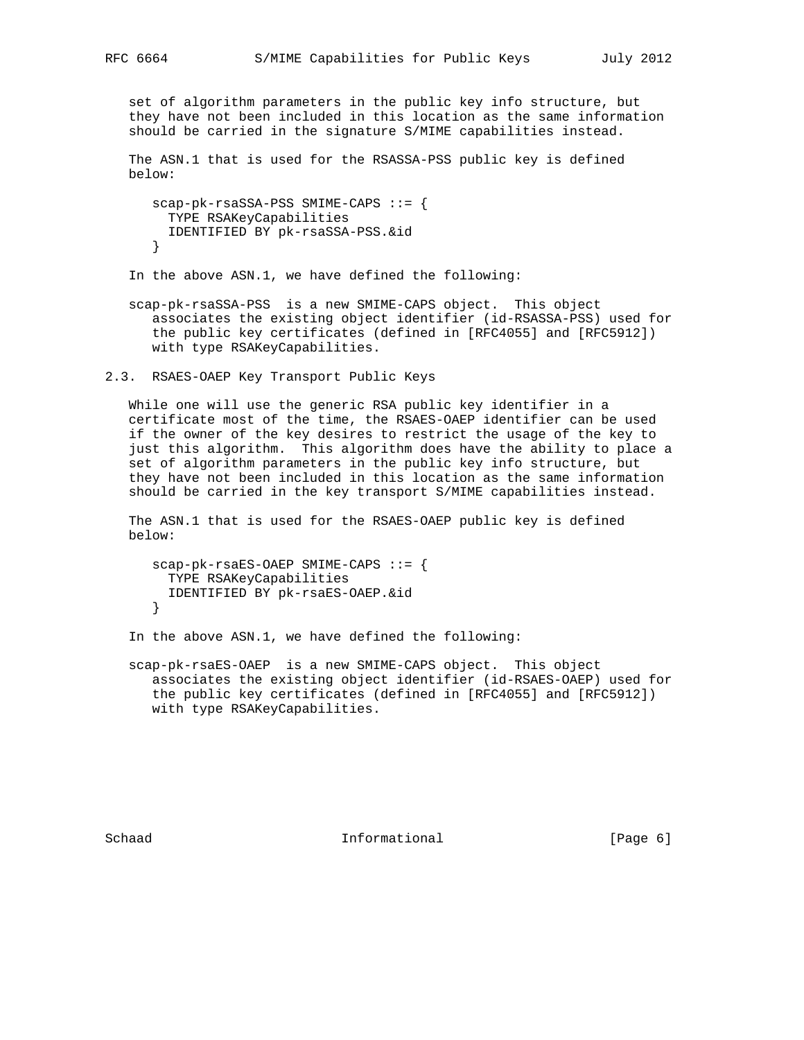set of algorithm parameters in the public key info structure, but they have not been included in this location as the same information should be carried in the signature S/MIME capabilities instead.

The ASN.1 that is used for the RSASSA-PSS public key is defined below:

```
scap-pk-rsaSSA-PSS SMIME-CAPS ::= {
  TYPE RSAKeyCapabilities
  IDENTIFIED BY pk-rsaSSA-PSS.&id
}
```

In the above ASN.1, we have defined the following:

scap-pk-rsaSSA-PSS is a new SMIME-CAPS object. This object associates the existing object identifier (id-RSASSA-PSS) used for the public key certificates (defined in [RFC4055] and [RFC5912]) with type RSAKeyCapabilities.

## 2.3. RSAES-OAEP Key Transport Public Keys

While one will use the generic RSA public key identifier in a certificate most of the time, the RSAES-OAEP identifier can be used if the owner of the key desires to restrict the usage of the key to just this algorithm. This algorithm does have the ability to place a set of algorithm parameters in the public key info structure, but they have not been included in this location as the same information should be carried in the key transport S/MIME capabilities instead.

The ASN.1 that is used for the RSAES-OAEP public key is defined below:

```
scap-pk-rsaES-OAEP SMIME-CAPS ::= {
  TYPE RSAKeyCapabilities
  IDENTIFIED BY pk-rsaES-OAEP.&id
}
```

In the above ASN.1, we have defined the following:

scap-pk-rsaES-OAEP is a new SMIME-CAPS object. This object associates the existing object identifier (id-RSAES-OAEP) used for the public key certificates (defined in [RFC4055] and [RFC5912]) with type RSAKeyCapabilities.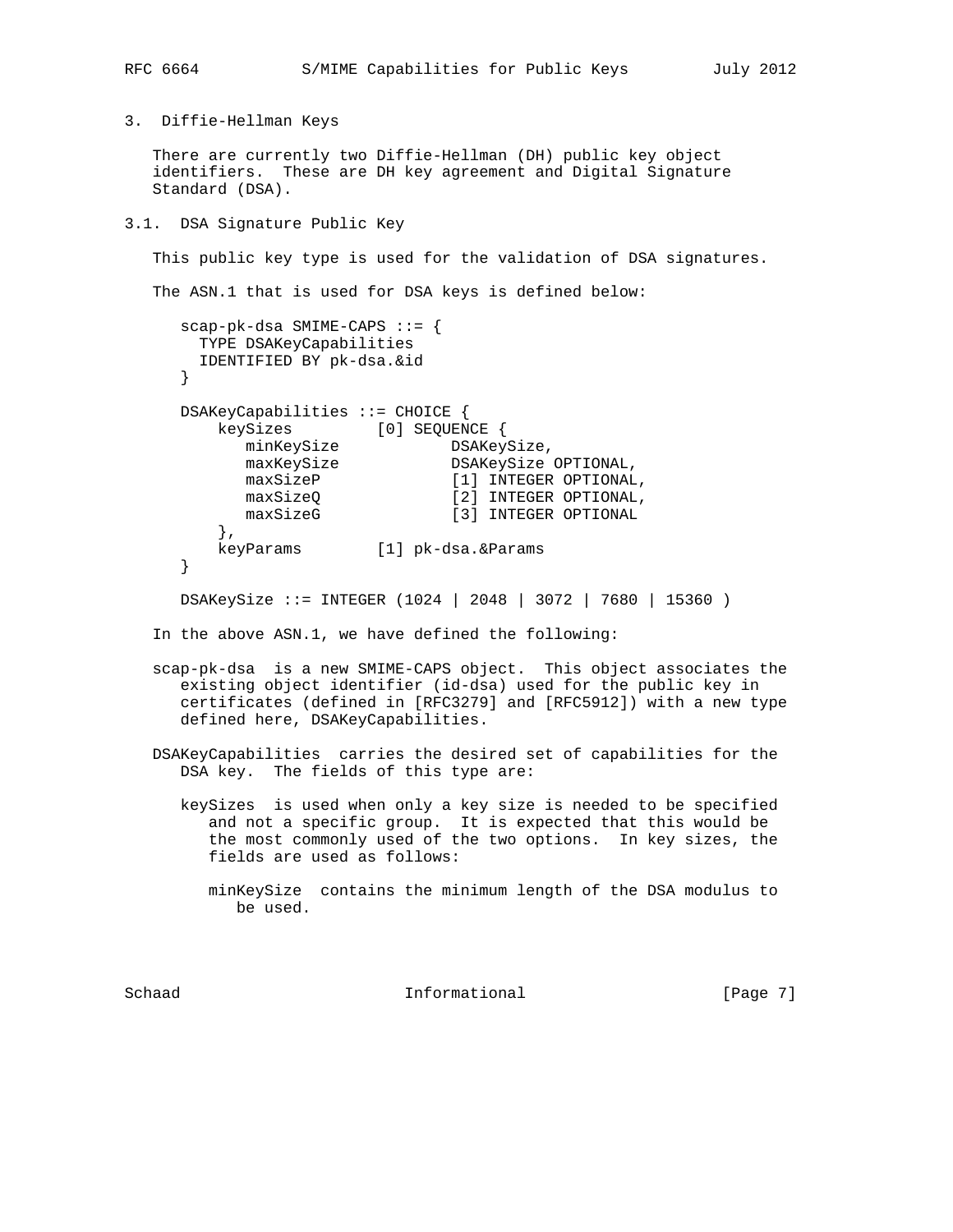## 3. Diffie-Hellman Keys

There are currently two Diffie-Hellman (DH) public key object identifiers. These are DH key agreement and Digital Signature Standard (DSA).

### 3.1. DSA Signature Public Key

This public key type is used for the validation of DSA signatures.

The ASN.1 that is used for DSA keys is defined below:

```
scap-pk-dsa SMIME-CAPS ::= {
  TYPE DSAKeyCapabilities
  IDENTIFIED BY pk-dsa.&id
}

DSAKeyCapabilities ::= CHOICE {
    keySizes         [0] SEQUENCE {
       minKeySize             DSAKeySize,
       maxKeySize             DSAKeySize OPTIONAL,
       maxSizeP               [1] INTEGER OPTIONAL,
       maxSizeQ               [2] INTEGER OPTIONAL,
       maxSizeG               [3] INTEGER OPTIONAL
    },
    keyParams        [1] pk-dsa.&Params
}

DSAKeySize ::= INTEGER (1024 | 2048 | 3072 | 7680 | 15360 )
```

In the above ASN.1, we have defined the following:

scap-pk-dsa is a new SMIME-CAPS object. This object associates the existing object identifier (id-dsa) used for the public key in certificates (defined in [RFC3279] and [RFC5912]) with a new type defined here, DSAKeyCapabilities.

DSAKeyCapabilities carries the desired set of capabilities for the DSA key. The fields of this type are:

- keySizes is used when only a key size is needed to be specified and not a specific group. It is expected that this would be the most commonly used of the two options. In key sizes, the fields are used as follows:

  - minKeySize contains the minimum length of the DSA modulus to be used.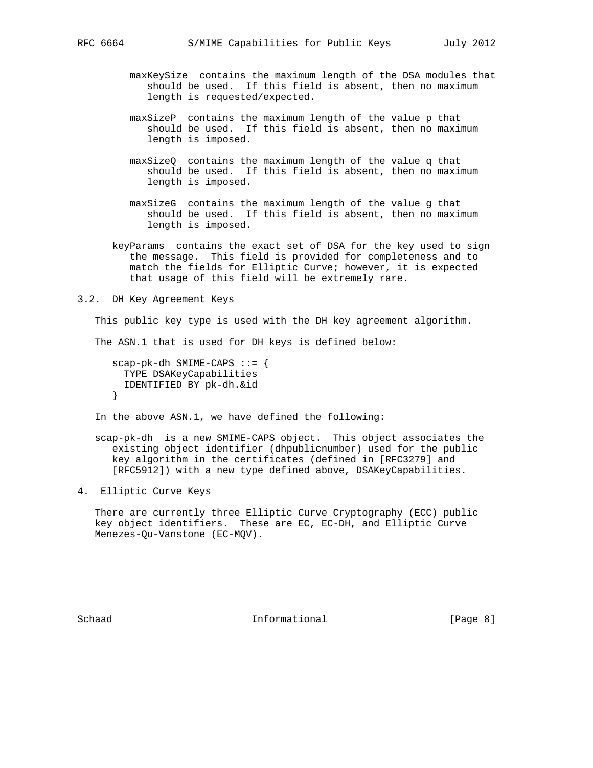maxKeySize contains the maximum length of the DSA modules that should be used. If this field is absent, then no maximum length is requested/expected.

maxSizeP contains the maximum length of the value p that should be used. If this field is absent, then no maximum length is imposed.

maxSizeQ contains the maximum length of the value q that should be used. If this field is absent, then no maximum length is imposed.

maxSizeG contains the maximum length of the value g that should be used. If this field is absent, then no maximum length is imposed.

keyParams contains the exact set of DSA for the key used to sign the message. This field is provided for completeness and to match the fields for Elliptic Curve; however, it is expected that usage of this field will be extremely rare.

## 3.2. DH Key Agreement Keys

This public key type is used with the DH key agreement algorithm.

The ASN.1 that is used for DH keys is defined below:

```
scap-pk-dh SMIME-CAPS ::= {
  TYPE DSAKeyCapabilities
  IDENTIFIED BY pk-dh.&id
}
```

In the above ASN.1, we have defined the following:

scap-pk-dh is a new SMIME-CAPS object. This object associates the existing object identifier (dhpublicnumber) used for the public key algorithm in the certificates (defined in [RFC3279] and [RFC5912]) with a new type defined above, DSAKeyCapabilities.

# 4. Elliptic Curve Keys

There are currently three Elliptic Curve Cryptography (ECC) public key object identifiers. These are EC, EC-DH, and Elliptic Curve Menezes-Qu-Vanstone (EC-MQV).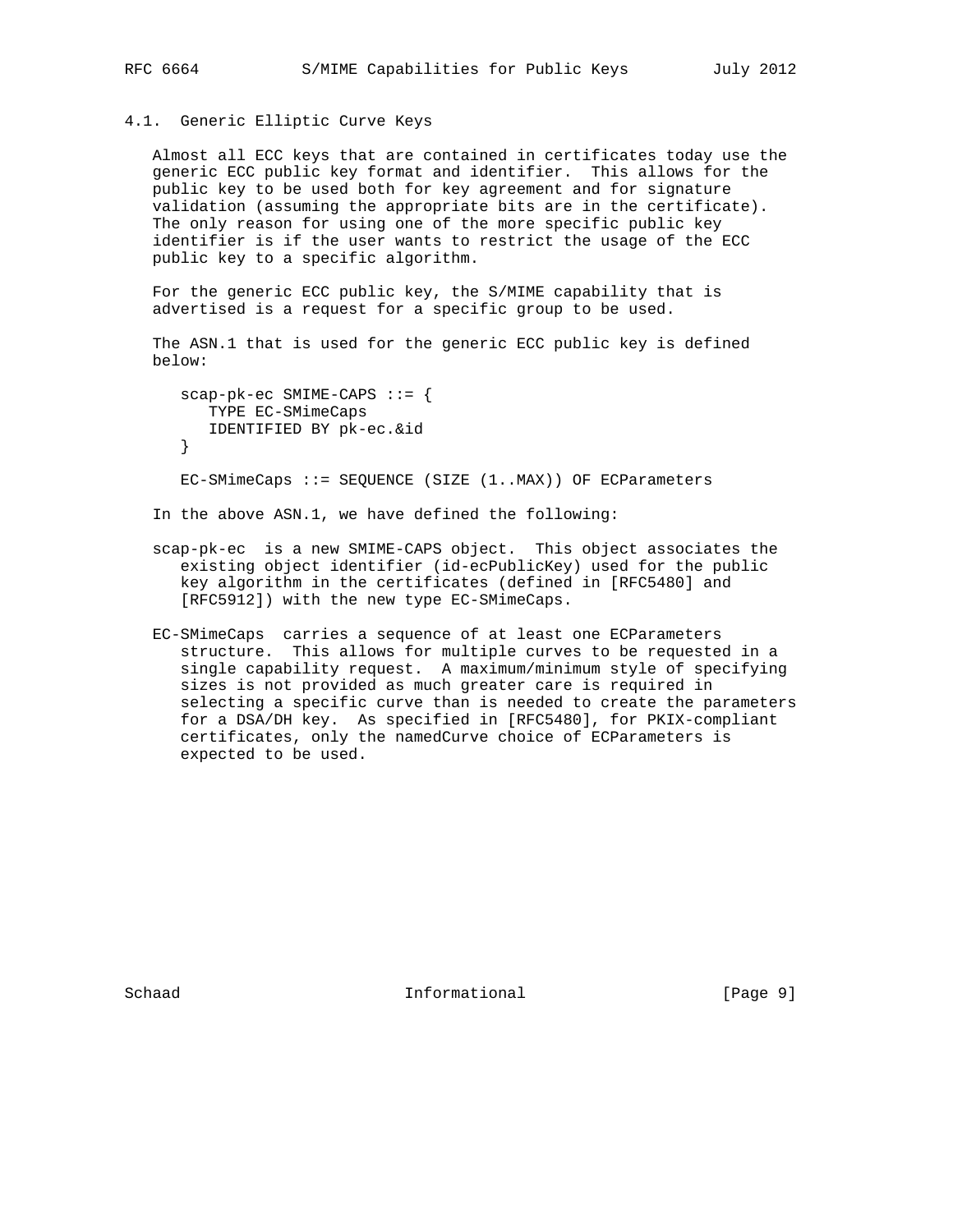### 4.1. Generic Elliptic Curve Keys

Almost all ECC keys that are contained in certificates today use the generic ECC public key format and identifier. This allows for the public key to be used both for key agreement and for signature validation (assuming the appropriate bits are in the certificate). The only reason for using one of the more specific public key identifier is if the user wants to restrict the usage of the ECC public key to a specific algorithm.

For the generic ECC public key, the S/MIME capability that is advertised is a request for a specific group to be used.

The ASN.1 that is used for the generic ECC public key is defined below:

```
scap-pk-ec SMIME-CAPS ::= {
   TYPE EC-SMimeCaps
   IDENTIFIED BY pk-ec.&id
}

EC-SMimeCaps ::= SEQUENCE (SIZE (1..MAX)) OF ECParameters
```

In the above ASN.1, we have defined the following:

scap-pk-ec is a new SMIME-CAPS object. This object associates the existing object identifier (id-ecPublicKey) used for the public key algorithm in the certificates (defined in [RFC5480] and [RFC5912]) with the new type EC-SMimeCaps.

EC-SMimeCaps carries a sequence of at least one ECParameters structure. This allows for multiple curves to be requested in a single capability request. A maximum/minimum style of specifying sizes is not provided as much greater care is required in selecting a specific curve than is needed to create the parameters for a DSA/DH key. As specified in [RFC5480], for PKIX-compliant certificates, only the namedCurve choice of ECParameters is expected to be used.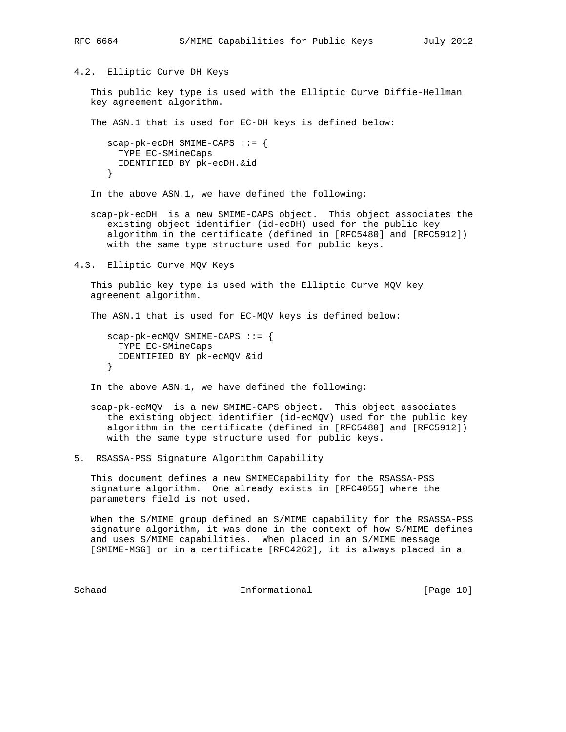### 4.2. Elliptic Curve DH Keys

This public key type is used with the Elliptic Curve Diffie-Hellman key agreement algorithm.

The ASN.1 that is used for EC-DH keys is defined below:

```
scap-pk-ecDH SMIME-CAPS ::= {
  TYPE EC-SMimeCaps
  IDENTIFIED BY pk-ecDH.&id
}
```

In the above ASN.1, we have defined the following:

scap-pk-ecDH is a new SMIME-CAPS object. This object associates the existing object identifier (id-ecDH) used for the public key algorithm in the certificate (defined in [RFC5480] and [RFC5912]) with the same type structure used for public keys.

### 4.3. Elliptic Curve MQV Keys

This public key type is used with the Elliptic Curve MQV key agreement algorithm.

The ASN.1 that is used for EC-MQV keys is defined below:

```
scap-pk-ecMQV SMIME-CAPS ::= {
  TYPE EC-SMimeCaps
  IDENTIFIED BY pk-ecMQV.&id
}
```

In the above ASN.1, we have defined the following:

scap-pk-ecMQV is a new SMIME-CAPS object. This object associates the existing object identifier (id-ecMQV) used for the public key algorithm in the certificate (defined in [RFC5480] and [RFC5912]) with the same type structure used for public keys.

## 5. RSASSA-PSS Signature Algorithm Capability

This document defines a new SMIMECapability for the RSASSA-PSS signature algorithm. One already exists in [RFC4055] where the parameters field is not used.

When the S/MIME group defined an S/MIME capability for the RSASSA-PSS signature algorithm, it was done in the context of how S/MIME defines and uses S/MIME capabilities. When placed in an S/MIME message [SMIME-MSG] or in a certificate [RFC4262], it is always placed in a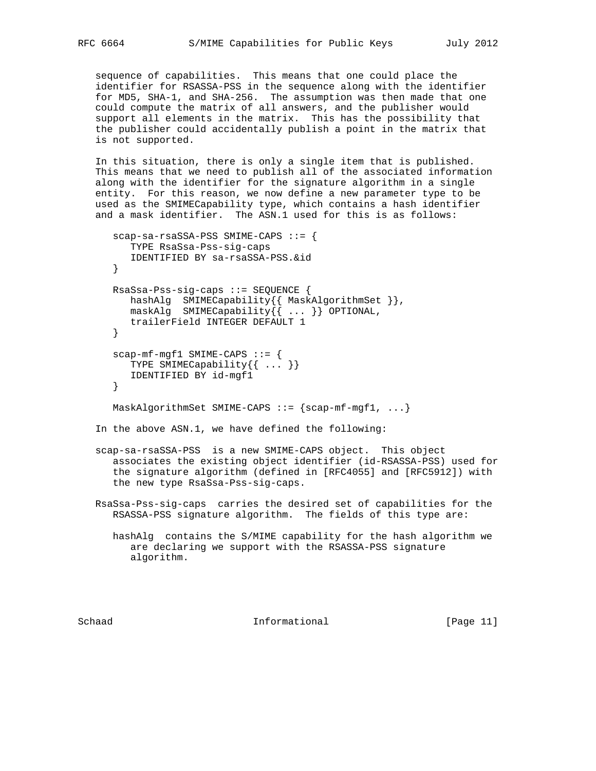sequence of capabilities. This means that one could place the identifier for RSASSA-PSS in the sequence along with the identifier for MD5, SHA-1, and SHA-256. The assumption was then made that one could compute the matrix of all answers, and the publisher would support all elements in the matrix. This has the possibility that the publisher could accidentally publish a point in the matrix that is not supported.

In this situation, there is only a single item that is published. This means that we need to publish all of the associated information along with the identifier for the signature algorithm in a single entity. For this reason, we now define a new parameter type to be used as the SMIMECapability type, which contains a hash identifier and a mask identifier. The ASN.1 used for this is as follows:

```
scap-sa-rsaSSA-PSS SMIME-CAPS ::= {
   TYPE RsaSsa-Pss-sig-caps
   IDENTIFIED BY sa-rsaSSA-PSS.&id
}

RsaSsa-Pss-sig-caps ::= SEQUENCE {
   hashAlg  SMIMECapability{{ MaskAlgorithmSet }},
   maskAlg  SMIMECapability{{ ... }} OPTIONAL,
   trailerField INTEGER DEFAULT 1
}

scap-mf-mgf1 SMIME-CAPS ::= {
   TYPE SMIMECapability{{ ... }}
   IDENTIFIED BY id-mgf1
}

MaskAlgorithmSet SMIME-CAPS ::= {scap-mf-mgf1, ...}
```

In the above ASN.1, we have defined the following:

scap-sa-rsaSSA-PSS  is a new SMIME-CAPS object. This object associates the existing object identifier (id-RSASSA-PSS) used for the signature algorithm (defined in [RFC4055] and [RFC5912]) with the new type RsaSsa-Pss-sig-caps.

RsaSsa-Pss-sig-caps  carries the desired set of capabilities for the RSASSA-PSS signature algorithm. The fields of this type are:

hashAlg  contains the S/MIME capability for the hash algorithm we are declaring we support with the RSASSA-PSS signature algorithm.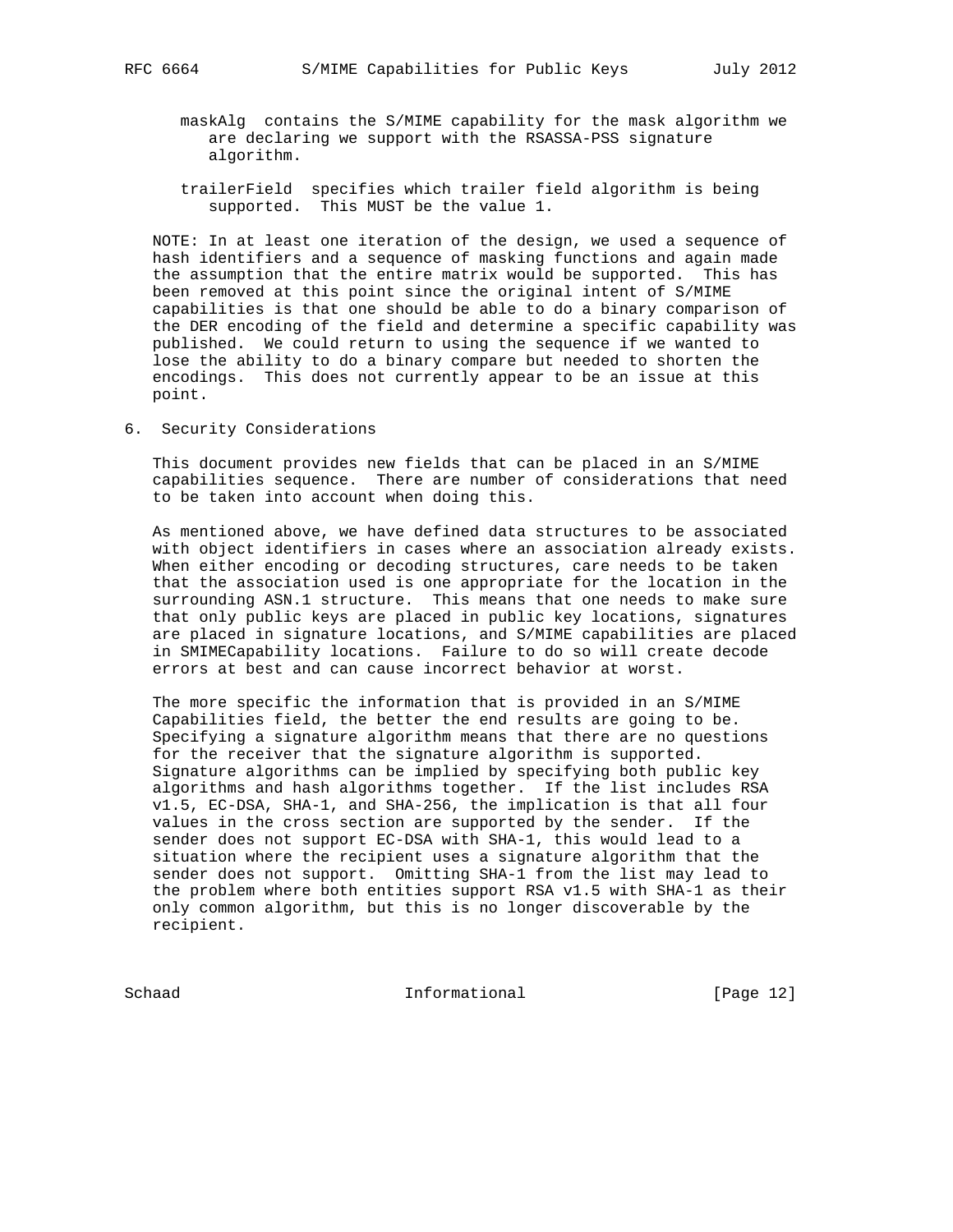maskAlg contains the S/MIME capability for the mask algorithm we are declaring we support with the RSASSA-PSS signature algorithm.

trailerField specifies which trailer field algorithm is being supported. This MUST be the value 1.

NOTE: In at least one iteration of the design, we used a sequence of hash identifiers and a sequence of masking functions and again made the assumption that the entire matrix would be supported. This has been removed at this point since the original intent of S/MIME capabilities is that one should be able to do a binary comparison of the DER encoding of the field and determine a specific capability was published. We could return to using the sequence if we wanted to lose the ability to do a binary compare but needed to shorten the encodings. This does not currently appear to be an issue at this point.

## 6. Security Considerations

This document provides new fields that can be placed in an S/MIME capabilities sequence. There are number of considerations that need to be taken into account when doing this.

As mentioned above, we have defined data structures to be associated with object identifiers in cases where an association already exists. When either encoding or decoding structures, care needs to be taken that the association used is one appropriate for the location in the surrounding ASN.1 structure. This means that one needs to make sure that only public keys are placed in public key locations, signatures are placed in signature locations, and S/MIME capabilities are placed in SMIMECapability locations. Failure to do so will create decode errors at best and can cause incorrect behavior at worst.

The more specific the information that is provided in an S/MIME Capabilities field, the better the end results are going to be. Specifying a signature algorithm means that there are no questions for the receiver that the signature algorithm is supported. Signature algorithms can be implied by specifying both public key algorithms and hash algorithms together. If the list includes RSA v1.5, EC-DSA, SHA-1, and SHA-256, the implication is that all four values in the cross section are supported by the sender. If the sender does not support EC-DSA with SHA-1, this would lead to a situation where the recipient uses a signature algorithm that the sender does not support. Omitting SHA-1 from the list may lead to the problem where both entities support RSA v1.5 with SHA-1 as their only common algorithm, but this is no longer discoverable by the recipient.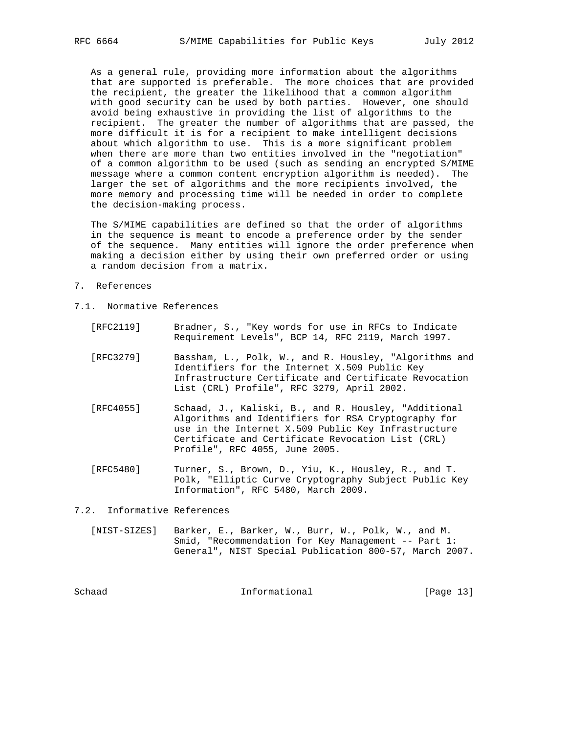As a general rule, providing more information about the algorithms that are supported is preferable. The more choices that are provided the recipient, the greater the likelihood that a common algorithm with good security can be used by both parties. However, one should avoid being exhaustive in providing the list of algorithms to the recipient. The greater the number of algorithms that are passed, the more difficult it is for a recipient to make intelligent decisions about which algorithm to use. This is a more significant problem when there are more than two entities involved in the "negotiation" of a common algorithm to be used (such as sending an encrypted S/MIME message where a common content encryption algorithm is needed). The larger the set of algorithms and the more recipients involved, the more memory and processing time will be needed in order to complete the decision-making process.

The S/MIME capabilities are defined so that the order of algorithms in the sequence is meant to encode a preference order by the sender of the sequence. Many entities will ignore the order preference when making a decision either by using their own preferred order or using a random decision from a matrix.

## 7. References

### 7.1. Normative References

[RFC2119] Bradner, S., "Key words for use in RFCs to Indicate Requirement Levels", BCP 14, RFC 2119, March 1997.

[RFC3279] Bassham, L., Polk, W., and R. Housley, "Algorithms and Identifiers for the Internet X.509 Public Key Infrastructure Certificate and Certificate Revocation List (CRL) Profile", RFC 3279, April 2002.

[RFC4055] Schaad, J., Kaliski, B., and R. Housley, "Additional Algorithms and Identifiers for RSA Cryptography for use in the Internet X.509 Public Key Infrastructure Certificate and Certificate Revocation List (CRL) Profile", RFC 4055, June 2005.

[RFC5480] Turner, S., Brown, D., Yiu, K., Housley, R., and T. Polk, "Elliptic Curve Cryptography Subject Public Key Information", RFC 5480, March 2009.

### 7.2. Informative References

[NIST-SIZES] Barker, E., Barker, W., Burr, W., Polk, W., and M. Smid, "Recommendation for Key Management -- Part 1: General", NIST Special Publication 800-57, March 2007.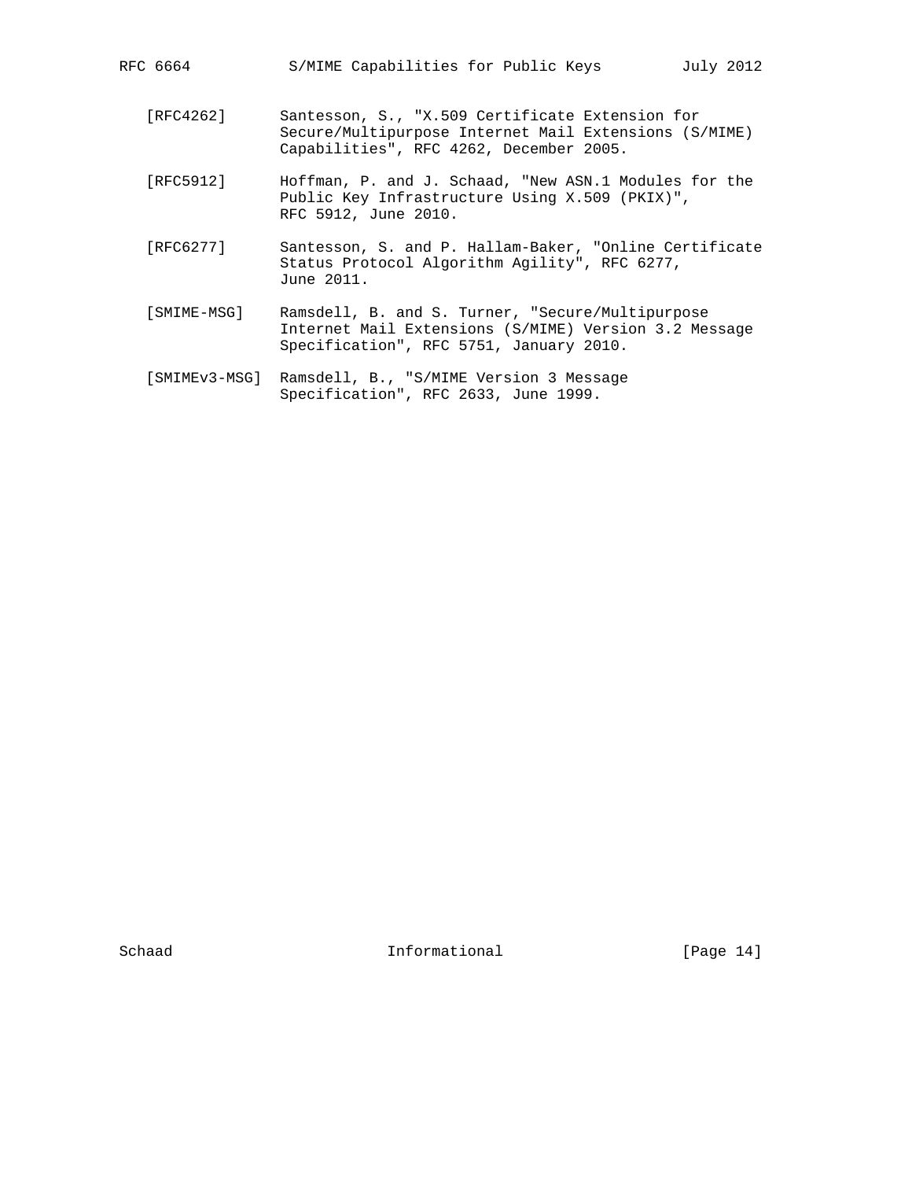[RFC4262] Santesson, S., "X.509 Certificate Extension for Secure/Multipurpose Internet Mail Extensions (S/MIME) Capabilities", RFC 4262, December 2005.

[RFC5912] Hoffman, P. and J. Schaad, "New ASN.1 Modules for the Public Key Infrastructure Using X.509 (PKIX)", RFC 5912, June 2010.

[RFC6277] Santesson, S. and P. Hallam-Baker, "Online Certificate Status Protocol Algorithm Agility", RFC 6277, June 2011.

[SMIME-MSG] Ramsdell, B. and S. Turner, "Secure/Multipurpose Internet Mail Extensions (S/MIME) Version 3.2 Message Specification", RFC 5751, January 2010.

[SMIMEv3-MSG] Ramsdell, B., "S/MIME Version 3 Message Specification", RFC 2633, June 1999.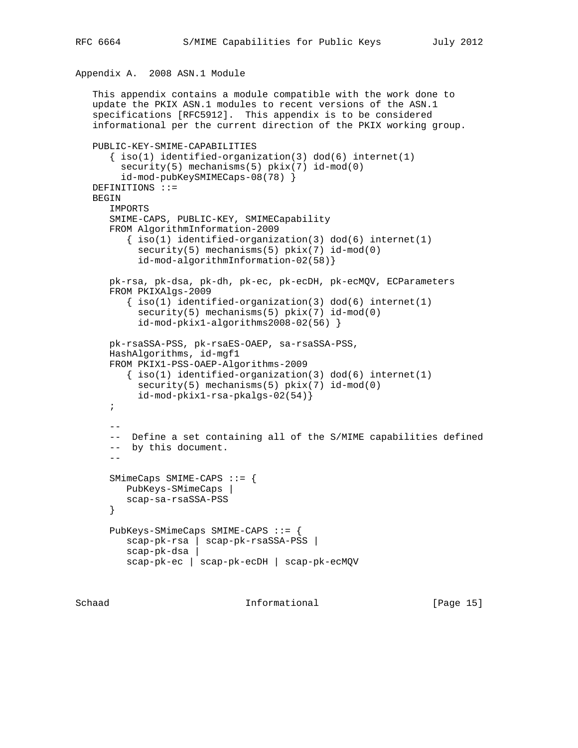## Appendix A. 2008 ASN.1 Module

This appendix contains a module compatible with the work done to update the PKIX ASN.1 modules to recent versions of the ASN.1 specifications [RFC5912]. This appendix is to be considered informational per the current direction of the PKIX working group.

```
PUBLIC-KEY-SMIME-CAPABILITIES
   { iso(1) identified-organization(3) dod(6) internet(1)
     security(5) mechanisms(5) pkix(7) id-mod(0)
     id-mod-pubKeySMIMECaps-08(78) }
DEFINITIONS ::=
BEGIN
   IMPORTS
   SMIME-CAPS, PUBLIC-KEY, SMIMECapability
   FROM AlgorithmInformation-2009
      { iso(1) identified-organization(3) dod(6) internet(1)
        security(5) mechanisms(5) pkix(7) id-mod(0)
        id-mod-algorithmInformation-02(58)}

   pk-rsa, pk-dsa, pk-dh, pk-ec, pk-ecDH, pk-ecMQV, ECParameters
   FROM PKIXAlgs-2009
      { iso(1) identified-organization(3) dod(6) internet(1)
        security(5) mechanisms(5) pkix(7) id-mod(0)
        id-mod-pkix1-algorithms2008-02(56) }

   pk-rsaSSA-PSS, pk-rsaES-OAEP, sa-rsaSSA-PSS,
   HashAlgorithms, id-mgf1
   FROM PKIX1-PSS-OAEP-Algorithms-2009
      { iso(1) identified-organization(3) dod(6) internet(1)
        security(5) mechanisms(5) pkix(7) id-mod(0)
        id-mod-pkix1-rsa-pkalgs-02(54)}
   ;

   --
   --  Define a set containing all of the S/MIME capabilities defined
   --  by this document.
   --

   SMimeCaps SMIME-CAPS ::= {
      PubKeys-SMimeCaps |
      scap-sa-rsaSSA-PSS
   }

   PubKeys-SMimeCaps SMIME-CAPS ::= {
      scap-pk-rsa | scap-pk-rsaSSA-PSS |
      scap-pk-dsa |
      scap-pk-ec | scap-pk-ecDH | scap-pk-ecMQV
```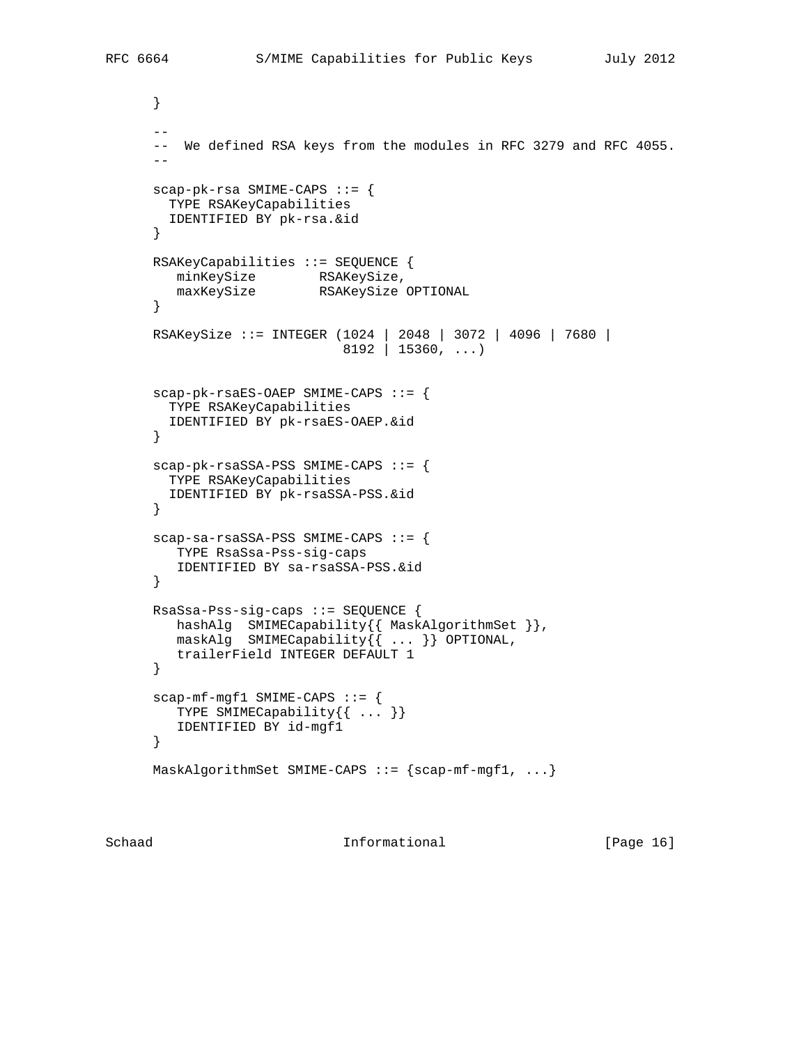```
}

--
--  We defined RSA keys from the modules in RFC 3279 and RFC 4055.
--

scap-pk-rsa SMIME-CAPS ::= {
  TYPE RSAKeyCapabilities
  IDENTIFIED BY pk-rsa.&id
}

RSAKeyCapabilities ::= SEQUENCE {
   minKeySize        RSAKeySize,
   maxKeySize        RSAKeySize OPTIONAL
}

RSAKeySize ::= INTEGER (1024 | 2048 | 3072 | 4096 | 7680 |
                        8192 | 15360, ...)


scap-pk-rsaES-OAEP SMIME-CAPS ::= {
  TYPE RSAKeyCapabilities
  IDENTIFIED BY pk-rsaES-OAEP.&id
}

scap-pk-rsaSSA-PSS SMIME-CAPS ::= {
  TYPE RSAKeyCapabilities
  IDENTIFIED BY pk-rsaSSA-PSS.&id
}

scap-sa-rsaSSA-PSS SMIME-CAPS ::= {
   TYPE RsaSsa-Pss-sig-caps
   IDENTIFIED BY sa-rsaSSA-PSS.&id
}

RsaSsa-Pss-sig-caps ::= SEQUENCE {
   hashAlg  SMIMECapability{{ MaskAlgorithmSet }},
   maskAlg  SMIMECapability{{ ... }} OPTIONAL,
   trailerField INTEGER DEFAULT 1
}

scap-mf-mgf1 SMIME-CAPS ::= {
   TYPE SMIMECapability{{ ... }}
   IDENTIFIED BY id-mgf1
}

MaskAlgorithmSet SMIME-CAPS ::= {scap-mf-mgf1, ...}
```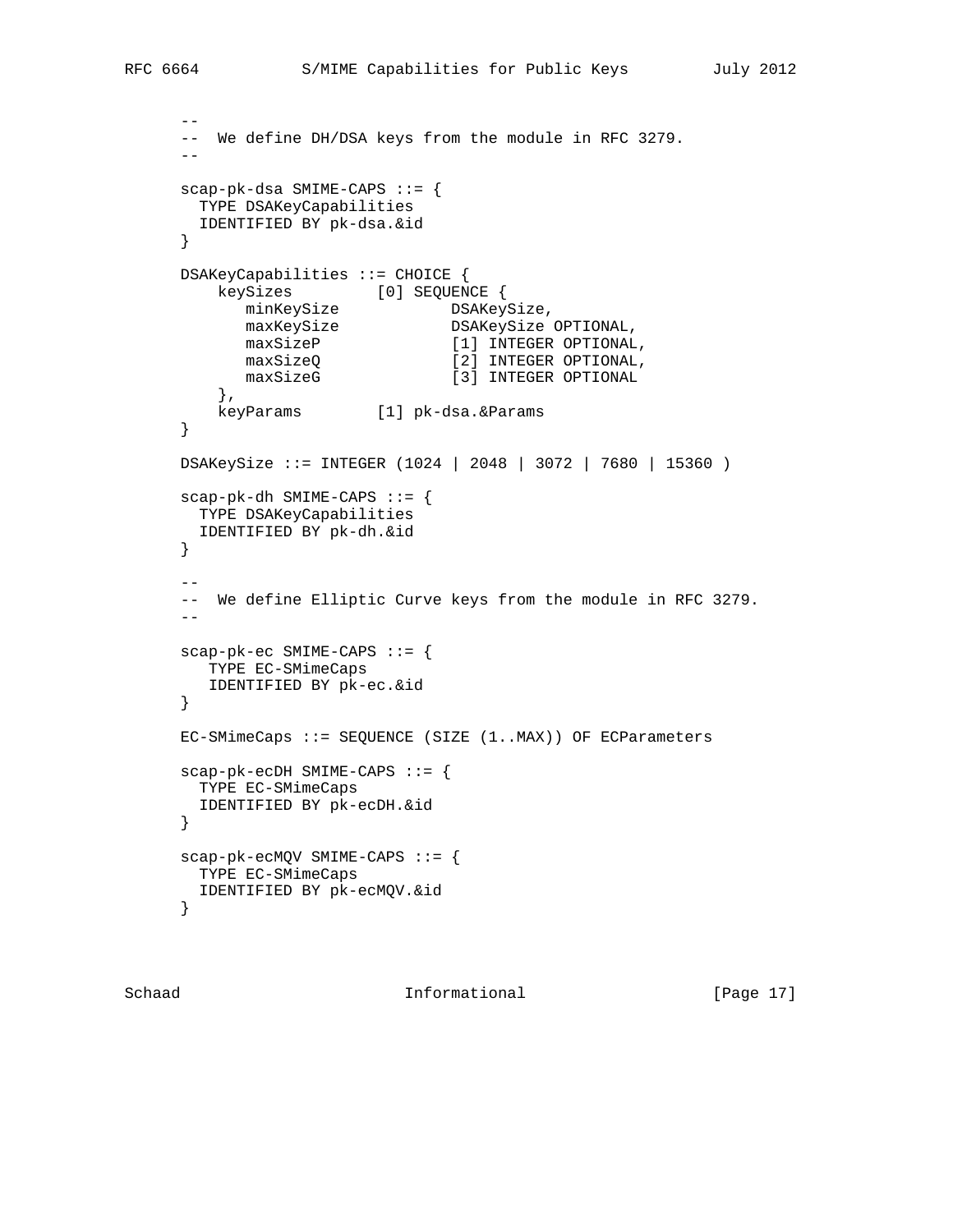```
   --
   --  We define DH/DSA keys from the module in RFC 3279.
   --

   scap-pk-dsa SMIME-CAPS ::= {
     TYPE DSAKeyCapabilities
     IDENTIFIED BY pk-dsa.&id
   }

   DSAKeyCapabilities ::= CHOICE {
       keySizes         [0] SEQUENCE {
          minKeySize            DSAKeySize,
          maxKeySize            DSAKeySize OPTIONAL,
          maxSizeP              [1] INTEGER OPTIONAL,
          maxSizeQ              [2] INTEGER OPTIONAL,
          maxSizeG              [3] INTEGER OPTIONAL
       },
       keyParams        [1] pk-dsa.&Params
   }

   DSAKeySize ::= INTEGER (1024 | 2048 | 3072 | 7680 | 15360 )

   scap-pk-dh SMIME-CAPS ::= {
     TYPE DSAKeyCapabilities
     IDENTIFIED BY pk-dh.&id
   }

   --
   --  We define Elliptic Curve keys from the module in RFC 3279.
   --

   scap-pk-ec SMIME-CAPS ::= {
      TYPE EC-SMimeCaps
      IDENTIFIED BY pk-ec.&id
   }

   EC-SMimeCaps ::= SEQUENCE (SIZE (1..MAX)) OF ECParameters

   scap-pk-ecDH SMIME-CAPS ::= {
     TYPE EC-SMimeCaps
     IDENTIFIED BY pk-ecDH.&id
   }

   scap-pk-ecMQV SMIME-CAPS ::= {
     TYPE EC-SMimeCaps
     IDENTIFIED BY pk-ecMQV.&id
   }
```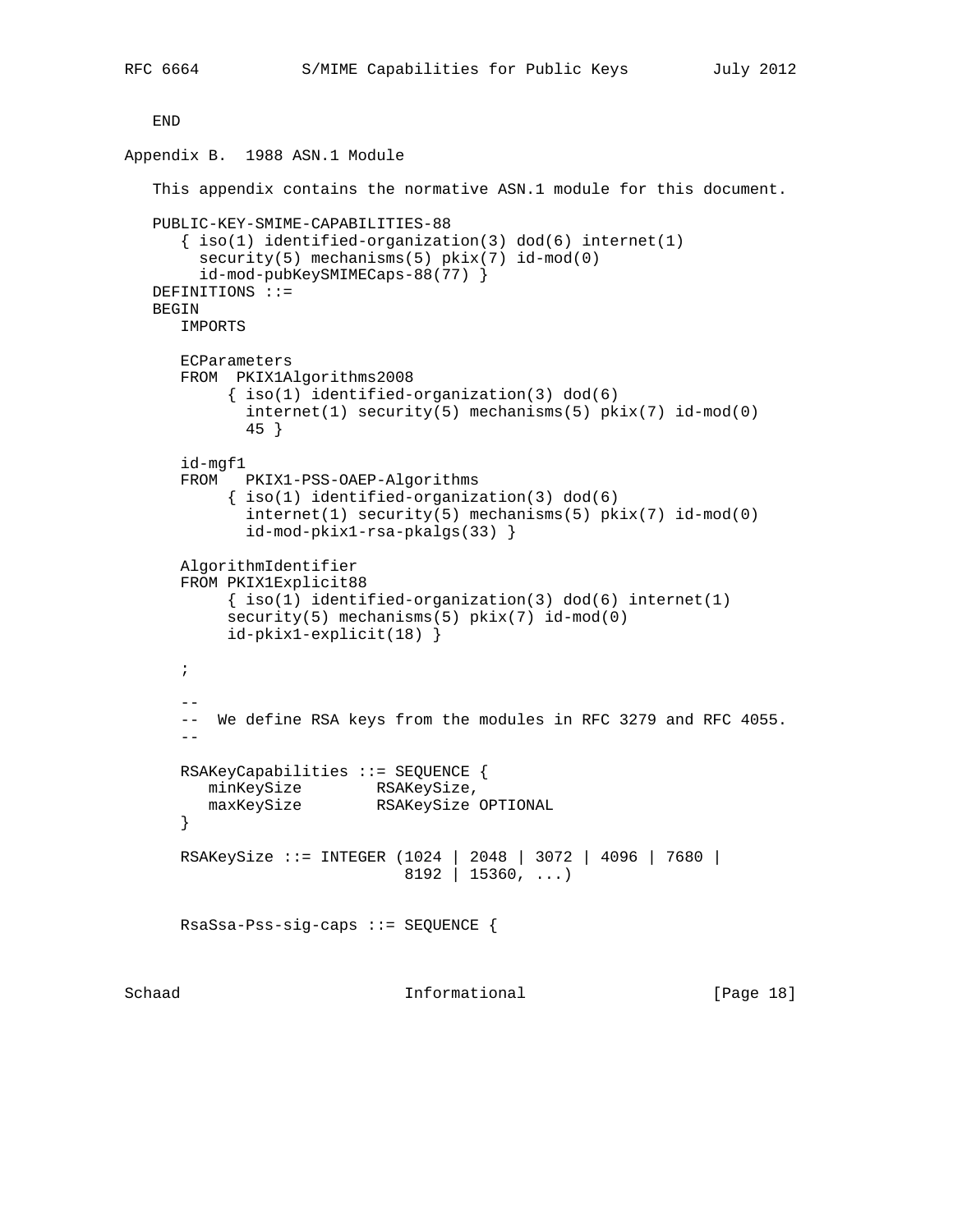```
   END
```

## Appendix B. 1988 ASN.1 Module

This appendix contains the normative ASN.1 module for this document.

```
   PUBLIC-KEY-SMIME-CAPABILITIES-88
      { iso(1) identified-organization(3) dod(6) internet(1)
        security(5) mechanisms(5) pkix(7) id-mod(0)
        id-mod-pubKeySMIMECaps-88(77) }
   DEFINITIONS ::=
   BEGIN
      IMPORTS

      ECParameters
      FROM  PKIX1Algorithms2008
           { iso(1) identified-organization(3) dod(6)
             internet(1) security(5) mechanisms(5) pkix(7) id-mod(0)
             45 }

      id-mgf1
      FROM   PKIX1-PSS-OAEP-Algorithms
           { iso(1) identified-organization(3) dod(6)
             internet(1) security(5) mechanisms(5) pkix(7) id-mod(0)
             id-mod-pkix1-rsa-pkalgs(33) }

      AlgorithmIdentifier
      FROM PKIX1Explicit88
           { iso(1) identified-organization(3) dod(6) internet(1)
           security(5) mechanisms(5) pkix(7) id-mod(0)
           id-pkix1-explicit(18) }

      ;

      --
      --  We define RSA keys from the modules in RFC 3279 and RFC 4055.
      --

      RSAKeyCapabilities ::= SEQUENCE {
         minKeySize        RSAKeySize,
         maxKeySize        RSAKeySize OPTIONAL
      }

      RSAKeySize ::= INTEGER (1024 | 2048 | 3072 | 4096 | 7680 |
                              8192 | 15360, ...)


      RsaSsa-Pss-sig-caps ::= SEQUENCE {
```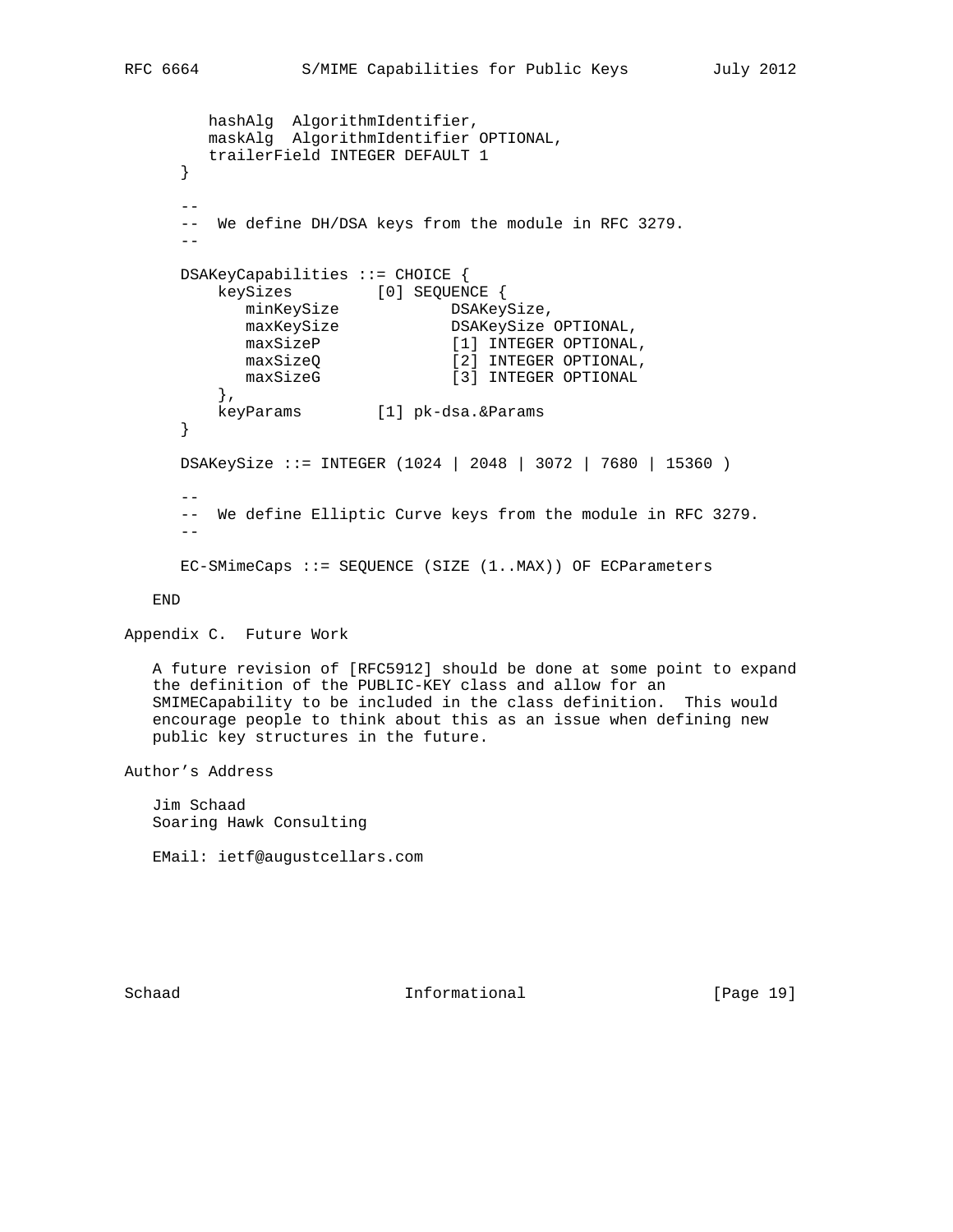```
         hashAlg  AlgorithmIdentifier,
         maskAlg  AlgorithmIdentifier OPTIONAL,
         trailerField INTEGER DEFAULT 1
      }

      --
      --  We define DH/DSA keys from the module in RFC 3279.
      --

      DSAKeyCapabilities ::= CHOICE {
          keySizes         [0] SEQUENCE {
             minKeySize            DSAKeySize,
             maxKeySize            DSAKeySize OPTIONAL,
             maxSizeP              [1] INTEGER OPTIONAL,
             maxSizeQ              [2] INTEGER OPTIONAL,
             maxSizeG              [3] INTEGER OPTIONAL
          },
          keyParams        [1] pk-dsa.&Params
      }

      DSAKeySize ::= INTEGER (1024 | 2048 | 3072 | 7680 | 15360 )

      --
      --  We define Elliptic Curve keys from the module in RFC 3279.
      --

      EC-SMimeCaps ::= SEQUENCE (SIZE (1..MAX)) OF ECParameters

   END
```

## Appendix C. Future Work

A future revision of [RFC5912] should be done at some point to expand the definition of the PUBLIC-KEY class and allow for an SMIMECapability to be included in the class definition. This would encourage people to think about this as an issue when defining new public key structures in the future.

## Author's Address

Jim Schaad
Soaring Hawk Consulting

EMail: ietf@augustcellars.com